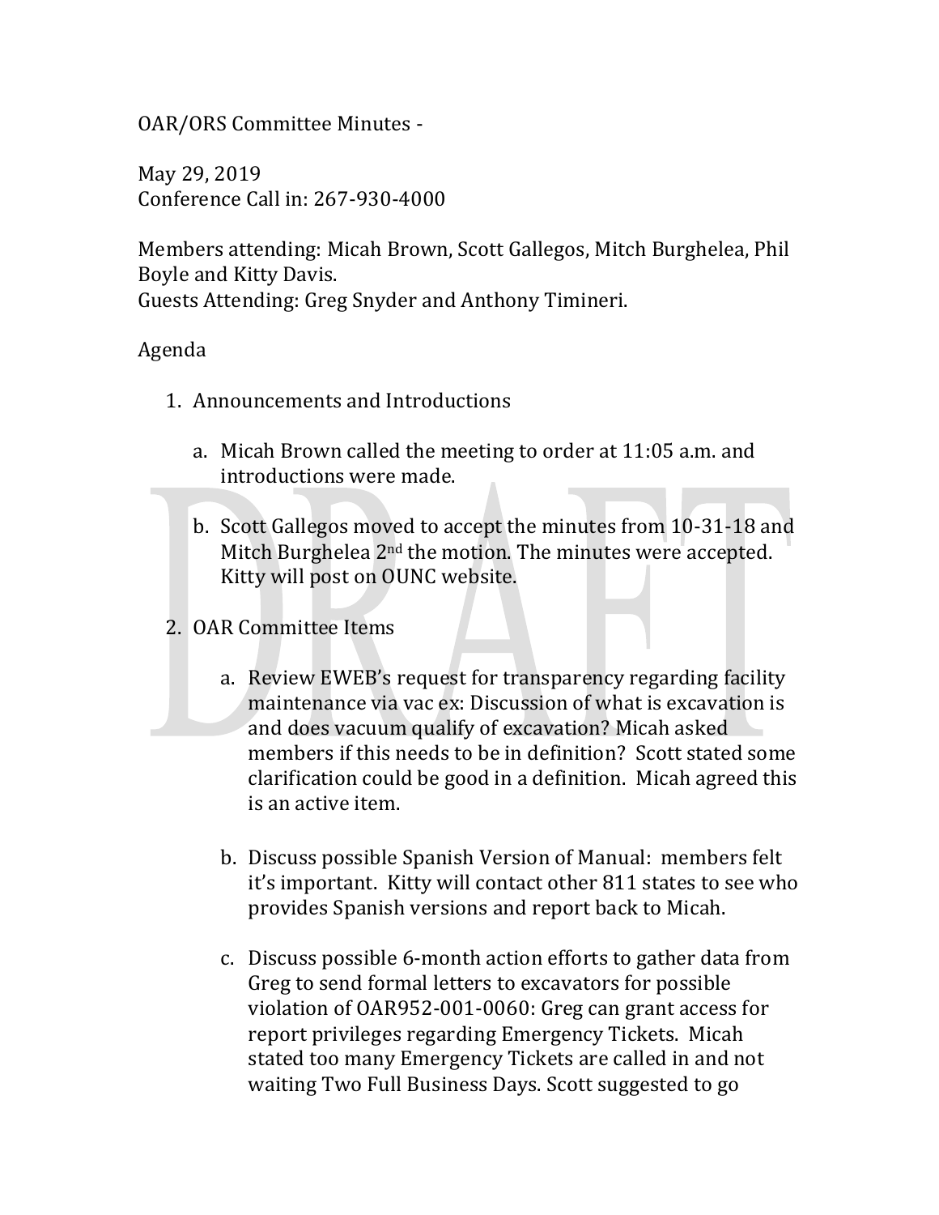OAR/ORS Committee Minutes -

May 29, 2019
Conference Call in: 267-930-4000

Members attending: Micah Brown, Scott Gallegos, Mitch Burghelea, Phil Boyle and Kitty Davis.
Guests Attending: Greg Snyder and Anthony Timineri.

Agenda

1. Announcements and Introductions

   a. Micah Brown called the meeting to order at 11:05 a.m. and introductions were made.

   b. Scott Gallegos moved to accept the minutes from 10-31-18 and Mitch Burghelea 2nd the motion. The minutes were accepted. Kitty will post on OUNC website.

2. OAR Committee Items

   a. Review EWEB's request for transparency regarding facility maintenance via vac ex: Discussion of what is excavation is and does vacuum qualify of excavation? Micah asked members if this needs to be in definition? Scott stated some clarification could be good in a definition. Micah agreed this is an active item.

   b. Discuss possible Spanish Version of Manual: members felt it's important. Kitty will contact other 811 states to see who provides Spanish versions and report back to Micah.

   c. Discuss possible 6-month action efforts to gather data from Greg to send formal letters to excavators for possible violation of OAR952-001-0060: Greg can grant access for report privileges regarding Emergency Tickets. Micah stated too many Emergency Tickets are called in and not waiting Two Full Business Days. Scott suggested to go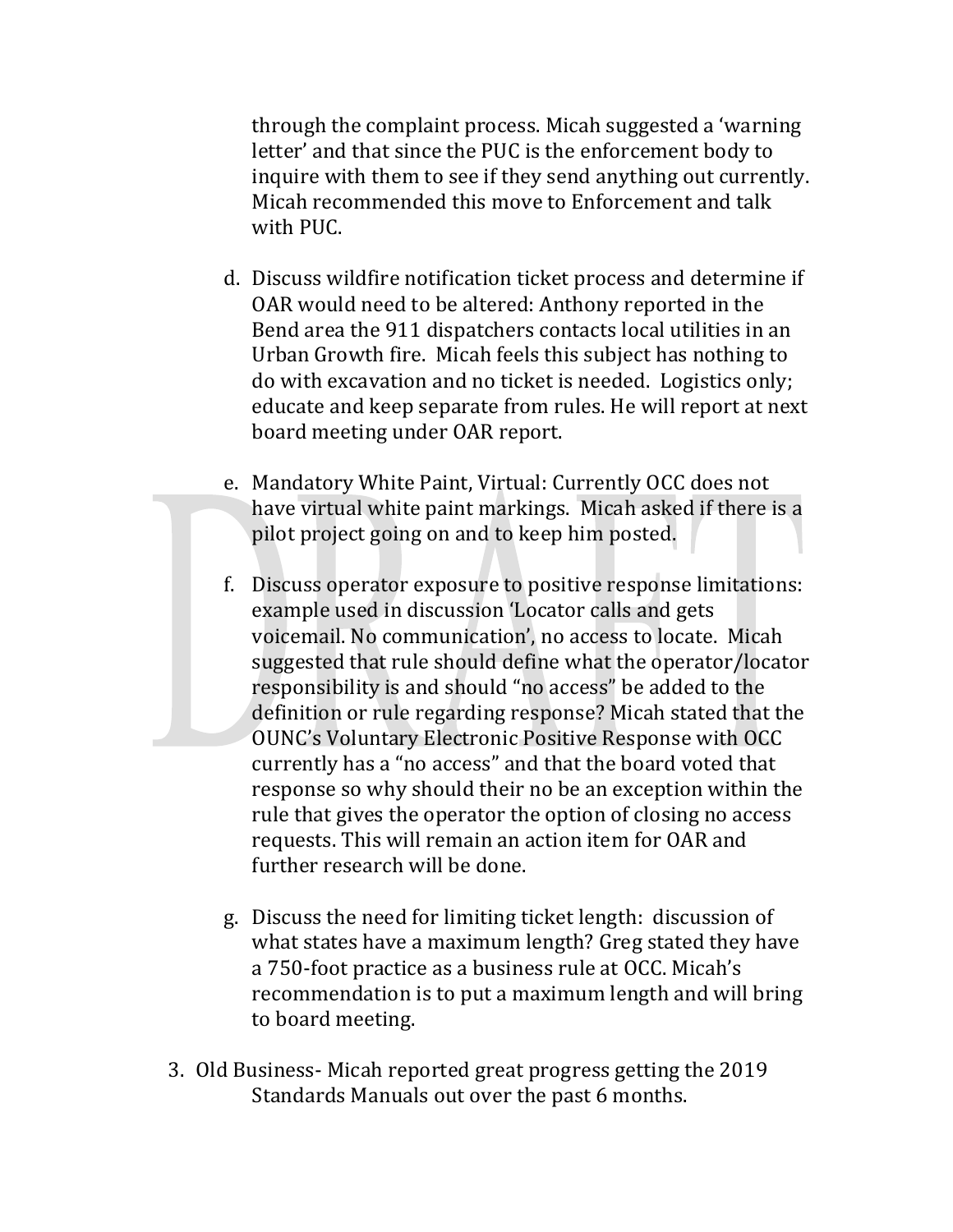through the complaint process. Micah suggested a 'warning letter' and that since the PUC is the enforcement body to inquire with them to see if they send anything out currently. Micah recommended this move to Enforcement and talk with PUC.

d. Discuss wildfire notification ticket process and determine if OAR would need to be altered: Anthony reported in the Bend area the 911 dispatchers contacts local utilities in an Urban Growth fire. Micah feels this subject has nothing to do with excavation and no ticket is needed. Logistics only; educate and keep separate from rules. He will report at next board meeting under OAR report.

e. Mandatory White Paint, Virtual: Currently OCC does not have virtual white paint markings. Micah asked if there is a pilot project going on and to keep him posted.

f. Discuss operator exposure to positive response limitations: example used in discussion 'Locator calls and gets voicemail. No communication', no access to locate. Micah suggested that rule should define what the operator/locator responsibility is and should "no access" be added to the definition or rule regarding response? Micah stated that the OUNC's Voluntary Electronic Positive Response with OCC currently has a "no access" and that the board voted that response so why should their no be an exception within the rule that gives the operator the option of closing no access requests. This will remain an action item for OAR and further research will be done.

g. Discuss the need for limiting ticket length: discussion of what states have a maximum length? Greg stated they have a 750-foot practice as a business rule at OCC. Micah's recommendation is to put a maximum length and will bring to board meeting.

3. Old Business- Micah reported great progress getting the 2019 Standards Manuals out over the past 6 months.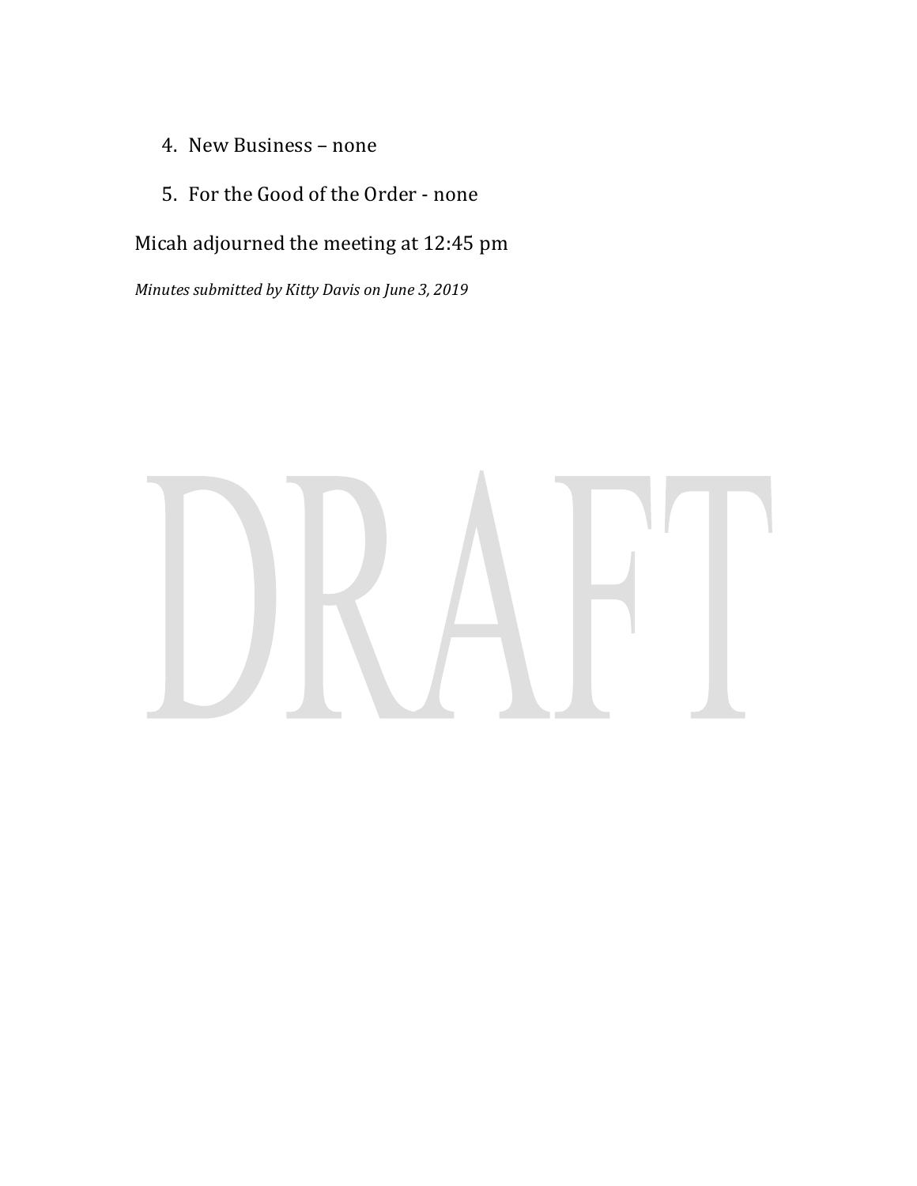4. New Business – none
5. For the Good of the Order - none

Micah adjourned the meeting at 12:45 pm

*Minutes submitted by Kitty Davis on June 3, 2019*

DRAFT